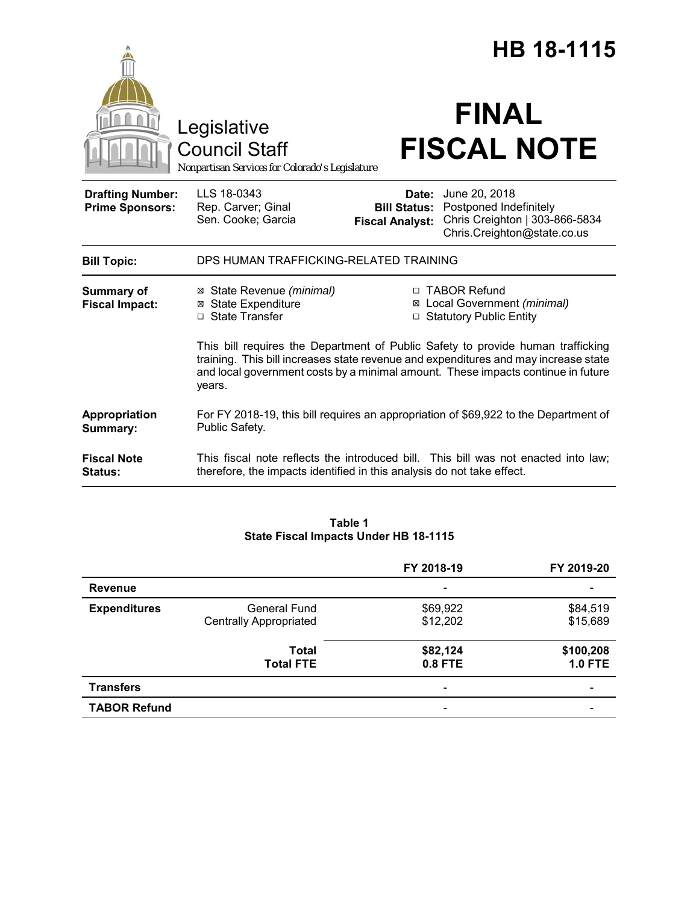# HB 18-1115

Legislative Council Staff

*Nonpartisan Services for Colorado's Legislature*

# FINAL FISCAL NOTE

| | | | |
|---|---|---|---|
| **Drafting Number:** | LLS 18-0343 | **Date:** | June 20, 2018 |
| **Prime Sponsors:** | Rep. Carver; Ginal<br>Sen. Cooke; Garcia | **Bill Status:** | Postponed Indefinitely |
| | | **Fiscal Analyst:** | Chris Creighton \| 303-866-5834<br>Chris.Creighton@state.co.us |

| | |
|---|---|
| **Bill Topic:** | DPS HUMAN TRAFFICKING-RELATED TRAINING |
| **Summary of Fiscal Impact:** | ☒ State Revenue *(minimal)*<br>☒ State Expenditure<br>☐ State Transfer<br>☐ TABOR Refund<br>☒ Local Government *(minimal)*<br>☐ Statutory Public Entity<br><br>This bill requires the Department of Public Safety to provide human trafficking training. This bill increases state revenue and expenditures and may increase state and local government costs by a minimal amount. These impacts continue in future years. |
| **Appropriation Summary:** | For FY 2018-19, this bill requires an appropriation of $69,922 to the Department of Public Safety. |
| **Fiscal Note Status:** | This fiscal note reflects the introduced bill. This bill was not enacted into law; therefore, the impacts identified in this analysis do not take effect. |

**Table 1**
**State Fiscal Impacts Under HB 18-1115**

| | | FY 2018-19 | FY 2019-20 |
|---|---|---|---|
| **Revenue** | | - | - |
| **Expenditures** | General Fund | $69,922 | $84,519 |
| | Centrally Appropriated | $12,202 | $15,689 |
| | **Total** | **$82,124** | **$100,208** |
| | **Total FTE** | **0.8 FTE** | **1.0 FTE** |
| **Transfers** | | - | - |
| **TABOR Refund** | | - | - |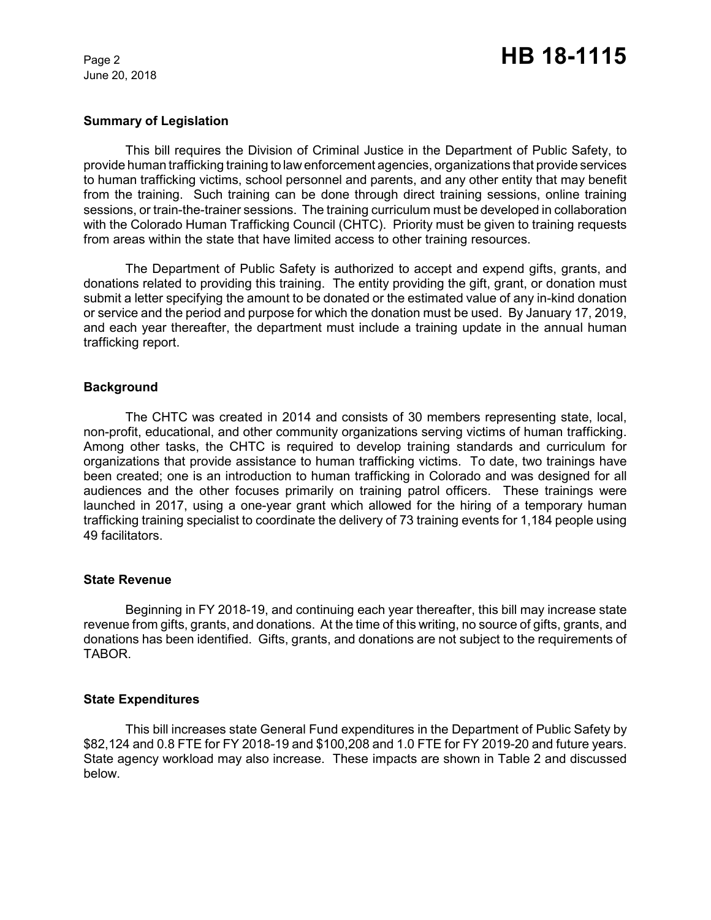## Summary of Legislation

This bill requires the Division of Criminal Justice in the Department of Public Safety, to provide human trafficking training to law enforcement agencies, organizations that provide services to human trafficking victims, school personnel and parents, and any other entity that may benefit from the training. Such training can be done through direct training sessions, online training sessions, or train-the-trainer sessions. The training curriculum must be developed in collaboration with the Colorado Human Trafficking Council (CHTC). Priority must be given to training requests from areas within the state that have limited access to other training resources.

The Department of Public Safety is authorized to accept and expend gifts, grants, and donations related to providing this training. The entity providing the gift, grant, or donation must submit a letter specifying the amount to be donated or the estimated value of any in-kind donation or service and the period and purpose for which the donation must be used. By January 17, 2019, and each year thereafter, the department must include a training update in the annual human trafficking report.

## Background

The CHTC was created in 2014 and consists of 30 members representing state, local, non-profit, educational, and other community organizations serving victims of human trafficking. Among other tasks, the CHTC is required to develop training standards and curriculum for organizations that provide assistance to human trafficking victims. To date, two trainings have been created; one is an introduction to human trafficking in Colorado and was designed for all audiences and the other focuses primarily on training patrol officers. These trainings were launched in 2017, using a one-year grant which allowed for the hiring of a temporary human trafficking training specialist to coordinate the delivery of 73 training events for 1,184 people using 49 facilitators.

## State Revenue

Beginning in FY 2018-19, and continuing each year thereafter, this bill may increase state revenue from gifts, grants, and donations. At the time of this writing, no source of gifts, grants, and donations has been identified. Gifts, grants, and donations are not subject to the requirements of TABOR.

## State Expenditures

This bill increases state General Fund expenditures in the Department of Public Safety by $82,124 and 0.8 FTE for FY 2018-19 and $100,208 and 1.0 FTE for FY 2019-20 and future years. State agency workload may also increase. These impacts are shown in Table 2 and discussed below.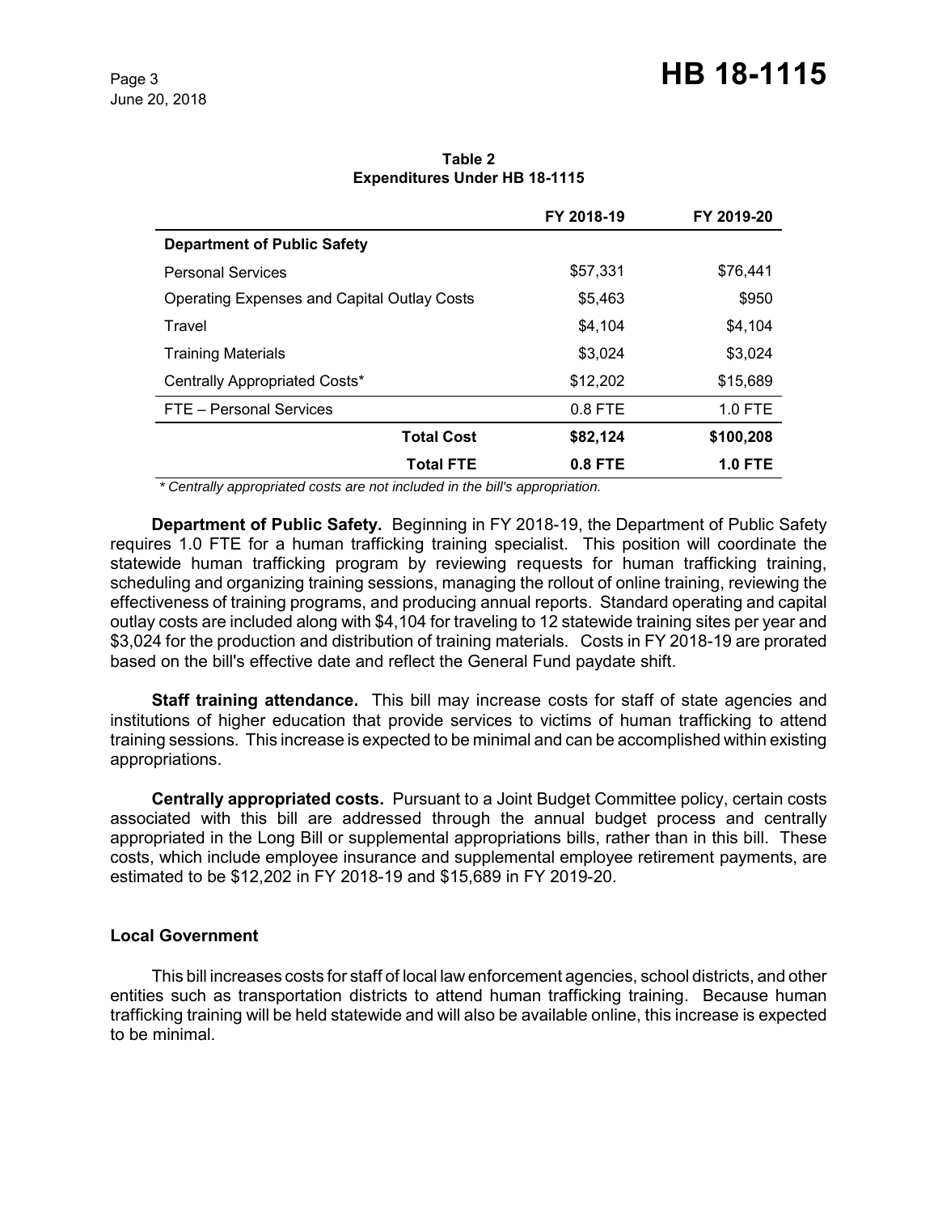**Table 2**
**Expenditures Under HB 18-1115**

| | FY 2018-19 | FY 2019-20 |
|---|---|---|
| **Department of Public Safety** | | |
| Personal Services | $57,331 | $76,441 |
| Operating Expenses and Capital Outlay Costs | $5,463 | $950 |
| Travel | $4,104 | $4,104 |
| Training Materials | $3,024 | $3,024 |
| Centrally Appropriated Costs* | $12,202 | $15,689 |
| FTE – Personal Services | 0.8 FTE | 1.0 FTE |
| **Total Cost** | **$82,124** | **$100,208** |
| **Total FTE** | **0.8 FTE** | **1.0 FTE** |

*\* Centrally appropriated costs are not included in the bill's appropriation.*

**Department of Public Safety.** Beginning in FY 2018-19, the Department of Public Safety requires 1.0 FTE for a human trafficking training specialist. This position will coordinate the statewide human trafficking program by reviewing requests for human trafficking training, scheduling and organizing training sessions, managing the rollout of online training, reviewing the effectiveness of training programs, and producing annual reports. Standard operating and capital outlay costs are included along with $4,104 for traveling to 12 statewide training sites per year and $3,024 for the production and distribution of training materials. Costs in FY 2018-19 are prorated based on the bill's effective date and reflect the General Fund paydate shift.

**Staff training attendance.** This bill may increase costs for staff of state agencies and institutions of higher education that provide services to victims of human trafficking to attend training sessions. This increase is expected to be minimal and can be accomplished within existing appropriations.

**Centrally appropriated costs.** Pursuant to a Joint Budget Committee policy, certain costs associated with this bill are addressed through the annual budget process and centrally appropriated in the Long Bill or supplemental appropriations bills, rather than in this bill. These costs, which include employee insurance and supplemental employee retirement payments, are estimated to be $12,202 in FY 2018-19 and $15,689 in FY 2019-20.

## Local Government

This bill increases costs for staff of local law enforcement agencies, school districts, and other entities such as transportation districts to attend human trafficking training. Because human trafficking training will be held statewide and will also be available online, this increase is expected to be minimal.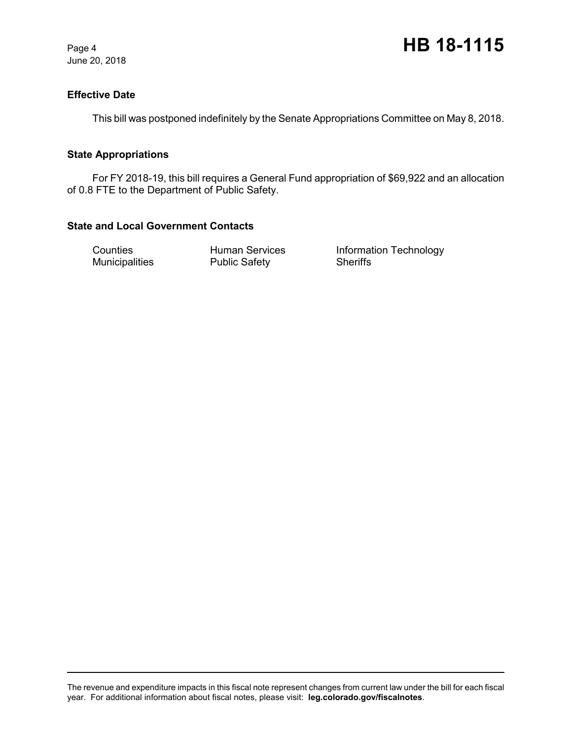### Effective Date

This bill was postponed indefinitely by the Senate Appropriations Committee on May 8, 2018.

### State Appropriations

For FY 2018-19, this bill requires a General Fund appropriation of $69,922 and an allocation of 0.8 FTE to the Department of Public Safety.

### State and Local Government Contacts

| | | |
|---|---|---|
| Counties | Human Services | Information Technology |
| Municipalities | Public Safety | Sheriffs |

The revenue and expenditure impacts in this fiscal note represent changes from current law under the bill for each fiscal year. For additional information about fiscal notes, please visit: **leg.colorado.gov/fiscalnotes**.